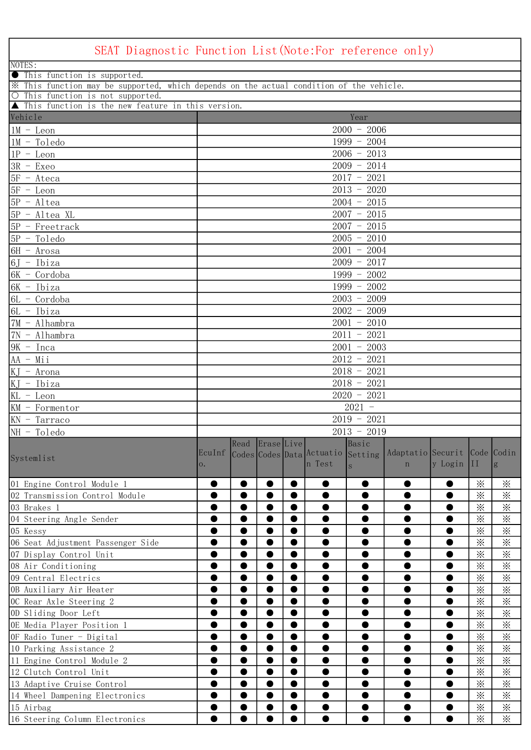# SEAT Diagnostic Function List(Note:For reference only)

NOTES:

● This function is supported.

※ This function may be supported, which depends on the actual condition of the vehicle.

○ This function is not supported.

▲ This function is the new feature in this version.

| Vehicle | Year |
|---|---|
| 1M - Leon | 2000 - 2006 |
| 1M - Toledo | 1999 - 2004 |
| 1P - Leon | 2006 - 2013 |
| 3R - Exeo | 2009 - 2014 |
| 5F - Ateca | 2017 - 2021 |
| 5F - Leon | 2013 - 2020 |
| 5P - Altea | 2004 - 2015 |
| 5P - Altea XL | 2007 - 2015 |
| 5P - Freetrack | 2007 - 2015 |
| 5P - Toledo | 2005 - 2010 |
| 6H - Arosa | 2001 - 2004 |
| 6J - Ibiza | 2009 - 2017 |
| 6K - Cordoba | 1999 - 2002 |
| 6K - Ibiza | 1999 - 2002 |
| 6L - Cordoba | 2003 - 2009 |
| 6L - Ibiza | 2002 - 2009 |
| 7M - Alhambra | 2001 - 2010 |
| 7N - Alhambra | 2011 - 2021 |
| 9K - Inca | 2001 - 2003 |
| AA - Mii | 2012 - 2021 |
| KJ - Arona | 2018 - 2021 |
| KJ - Ibiza | 2018 - 2021 |
| KL - Leon | 2020 - 2021 |
| KM - Formentor | 2021 - |
| KN - Tarraco | 2019 - 2021 |
| NH - Toledo | 2013 - 2019 |

| Systemlist | EcuInfo. | Read Codes | Erase Codes | Live Data | Actuation Test | Basic Settings | Adaptation | Security Login | Code II | Coding |
|---|---|---|---|---|---|---|---|---|---|---|
| 01 Engine Control Module 1 | ● | ● | ● | ● | ● | ● | ● | ● | ※ | ※ |
| 02 Transmission Control Module | ● | ● | ● | ● | ● | ● | ● | ● | ※ | ※ |
| 03 Brakes 1 | ● | ● | ● | ● | ● | ● | ● | ● | ※ | ※ |
| 04 Steering Angle Sender | ● | ● | ● | ● | ● | ● | ● | ● | ※ | ※ |
| 05 Kessy | ● | ● | ● | ● | ● | ● | ● | ● | ※ | ※ |
| 06 Seat Adjustment Passenger Side | ● | ● | ● | ● | ● | ● | ● | ● | ※ | ※ |
| 07 Display Control Unit | ● | ● | ● | ● | ● | ● | ● | ● | ※ | ※ |
| 08 Air Conditioning | ● | ● | ● | ● | ● | ● | ● | ● | ※ | ※ |
| 09 Central Electrics | ● | ● | ● | ● | ● | ● | ● | ● | ※ | ※ |
| 0B Auxiliary Air Heater | ● | ● | ● | ● | ● | ● | ● | ● | ※ | ※ |
| 0C Rear Axle Steering 2 | ● | ● | ● | ● | ● | ● | ● | ● | ※ | ※ |
| 0D Sliding Door Left | ● | ● | ● | ● | ● | ● | ● | ● | ※ | ※ |
| 0E Media Player Position 1 | ● | ● | ● | ● | ● | ● | ● | ● | ※ | ※ |
| 0F Radio Tuner - Digital | ● | ● | ● | ● | ● | ● | ● | ● | ※ | ※ |
| 10 Parking Assistance 2 | ● | ● | ● | ● | ● | ● | ● | ● | ※ | ※ |
| 11 Engine Control Module 2 | ● | ● | ● | ● | ● | ● | ● | ● | ※ | ※ |
| 12 Clutch Control Unit | ● | ● | ● | ● | ● | ● | ● | ● | ※ | ※ |
| 13 Adaptive Cruise Control | ● | ● | ● | ● | ● | ● | ● | ● | ※ | ※ |
| 14 Wheel Dampening Electronics | ● | ● | ● | ● | ● | ● | ● | ● | ※ | ※ |
| 15 Airbag | ● | ● | ● | ● | ● | ● | ● | ● | ※ | ※ |
| 16 Steering Column Electronics | ● | ● | ● | ● | ● | ● | ● | ● | ※ | ※ |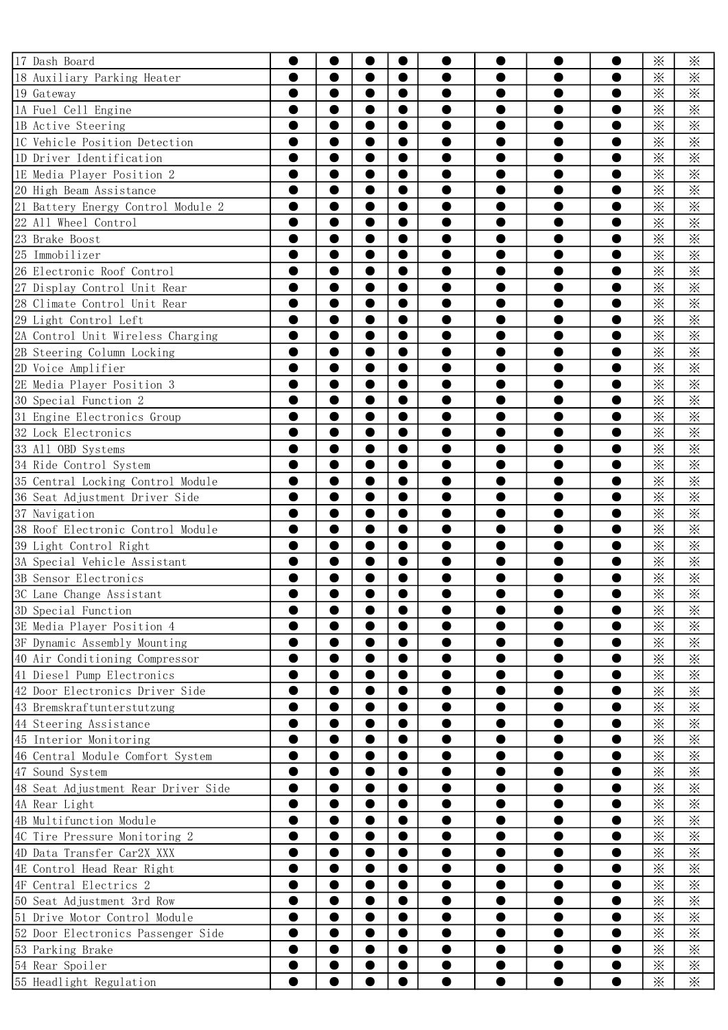| | | | | | | | | | | |
|---|---|---|---|---|---|---|---|---|---|---|
| 17 Dash Board | ● | ● | ● | ● | ● | ● | ● | ● | ※ | ※ |
| 18 Auxiliary Parking Heater | ● | ● | ● | ● | ● | ● | ● | ● | ※ | ※ |
| 19 Gateway | ● | ● | ● | ● | ● | ● | ● | ● | ※ | ※ |
| 1A Fuel Cell Engine | ● | ● | ● | ● | ● | ● | ● | ● | ※ | ※ |
| 1B Active Steering | ● | ● | ● | ● | ● | ● | ● | ● | ※ | ※ |
| 1C Vehicle Position Detection | ● | ● | ● | ● | ● | ● | ● | ● | ※ | ※ |
| 1D Driver Identification | ● | ● | ● | ● | ● | ● | ● | ● | ※ | ※ |
| 1E Media Player Position 2 | ● | ● | ● | ● | ● | ● | ● | ● | ※ | ※ |
| 20 High Beam Assistance | ● | ● | ● | ● | ● | ● | ● | ● | ※ | ※ |
| 21 Battery Energy Control Module 2 | ● | ● | ● | ● | ● | ● | ● | ● | ※ | ※ |
| 22 All Wheel Control | ● | ● | ● | ● | ● | ● | ● | ● | ※ | ※ |
| 23 Brake Boost | ● | ● | ● | ● | ● | ● | ● | ● | ※ | ※ |
| 25 Immobilizer | ● | ● | ● | ● | ● | ● | ● | ● | ※ | ※ |
| 26 Electronic Roof Control | ● | ● | ● | ● | ● | ● | ● | ● | ※ | ※ |
| 27 Display Control Unit Rear | ● | ● | ● | ● | ● | ● | ● | ● | ※ | ※ |
| 28 Climate Control Unit Rear | ● | ● | ● | ● | ● | ● | ● | ● | ※ | ※ |
| 29 Light Control Left | ● | ● | ● | ● | ● | ● | ● | ● | ※ | ※ |
| 2A Control Unit Wireless Charging | ● | ● | ● | ● | ● | ● | ● | ● | ※ | ※ |
| 2B Steering Column Locking | ● | ● | ● | ● | ● | ● | ● | ● | ※ | ※ |
| 2D Voice Amplifier | ● | ● | ● | ● | ● | ● | ● | ● | ※ | ※ |
| 2E Media Player Position 3 | ● | ● | ● | ● | ● | ● | ● | ● | ※ | ※ |
| 30 Special Function 2 | ● | ● | ● | ● | ● | ● | ● | ● | ※ | ※ |
| 31 Engine Electronics Group | ● | ● | ● | ● | ● | ● | ● | ● | ※ | ※ |
| 32 Lock Electronics | ● | ● | ● | ● | ● | ● | ● | ● | ※ | ※ |
| 33 All OBD Systems | ● | ● | ● | ● | ● | ● | ● | ● | ※ | ※ |
| 34 Ride Control System | ● | ● | ● | ● | ● | ● | ● | ● | ※ | ※ |
| 35 Central Locking Control Module | ● | ● | ● | ● | ● | ● | ● | ● | ※ | ※ |
| 36 Seat Adjustment Driver Side | ● | ● | ● | ● | ● | ● | ● | ● | ※ | ※ |
| 37 Navigation | ● | ● | ● | ● | ● | ● | ● | ● | ※ | ※ |
| 38 Roof Electronic Control Module | ● | ● | ● | ● | ● | ● | ● | ● | ※ | ※ |
| 39 Light Control Right | ● | ● | ● | ● | ● | ● | ● | ● | ※ | ※ |
| 3A Special Vehicle Assistant | ● | ● | ● | ● | ● | ● | ● | ● | ※ | ※ |
| 3B Sensor Electronics | ● | ● | ● | ● | ● | ● | ● | ● | ※ | ※ |
| 3C Lane Change Assistant | ● | ● | ● | ● | ● | ● | ● | ● | ※ | ※ |
| 3D Special Function | ● | ● | ● | ● | ● | ● | ● | ● | ※ | ※ |
| 3E Media Player Position 4 | ● | ● | ● | ● | ● | ● | ● | ● | ※ | ※ |
| 3F Dynamic Assembly Mounting | ● | ● | ● | ● | ● | ● | ● | ● | ※ | ※ |
| 40 Air Conditioning Compressor | ● | ● | ● | ● | ● | ● | ● | ● | ※ | ※ |
| 41 Diesel Pump Electronics | ● | ● | ● | ● | ● | ● | ● | ● | ※ | ※ |
| 42 Door Electronics Driver Side | ● | ● | ● | ● | ● | ● | ● | ● | ※ | ※ |
| 43 Bremskraftunterstutzung | ● | ● | ● | ● | ● | ● | ● | ● | ※ | ※ |
| 44 Steering Assistance | ● | ● | ● | ● | ● | ● | ● | ● | ※ | ※ |
| 45 Interior Monitoring | ● | ● | ● | ● | ● | ● | ● | ● | ※ | ※ |
| 46 Central Module Comfort System | ● | ● | ● | ● | ● | ● | ● | ● | ※ | ※ |
| 47 Sound System | ● | ● | ● | ● | ● | ● | ● | ● | ※ | ※ |
| 48 Seat Adjustment Rear Driver Side | ● | ● | ● | ● | ● | ● | ● | ● | ※ | ※ |
| 4A Rear Light | ● | ● | ● | ● | ● | ● | ● | ● | ※ | ※ |
| 4B Multifunction Module | ● | ● | ● | ● | ● | ● | ● | ● | ※ | ※ |
| 4C Tire Pressure Monitoring 2 | ● | ● | ● | ● | ● | ● | ● | ● | ※ | ※ |
| 4D Data Transfer Car2X_XXX | ● | ● | ● | ● | ● | ● | ● | ● | ※ | ※ |
| 4E Control Head Rear Right | ● | ● | ● | ● | ● | ● | ● | ● | ※ | ※ |
| 4F Central Electrics 2 | ● | ● | ● | ● | ● | ● | ● | ● | ※ | ※ |
| 50 Seat Adjustment 3rd Row | ● | ● | ● | ● | ● | ● | ● | ● | ※ | ※ |
| 51 Drive Motor Control Module | ● | ● | ● | ● | ● | ● | ● | ● | ※ | ※ |
| 52 Door Electronics Passenger Side | ● | ● | ● | ● | ● | ● | ● | ● | ※ | ※ |
| 53 Parking Brake | ● | ● | ● | ● | ● | ● | ● | ● | ※ | ※ |
| 54 Rear Spoiler | ● | ● | ● | ● | ● | ● | ● | ● | ※ | ※ |
| 55 Headlight Regulation | ● | ● | ● | ● | ● | ● | ● | ● | ※ | ※ |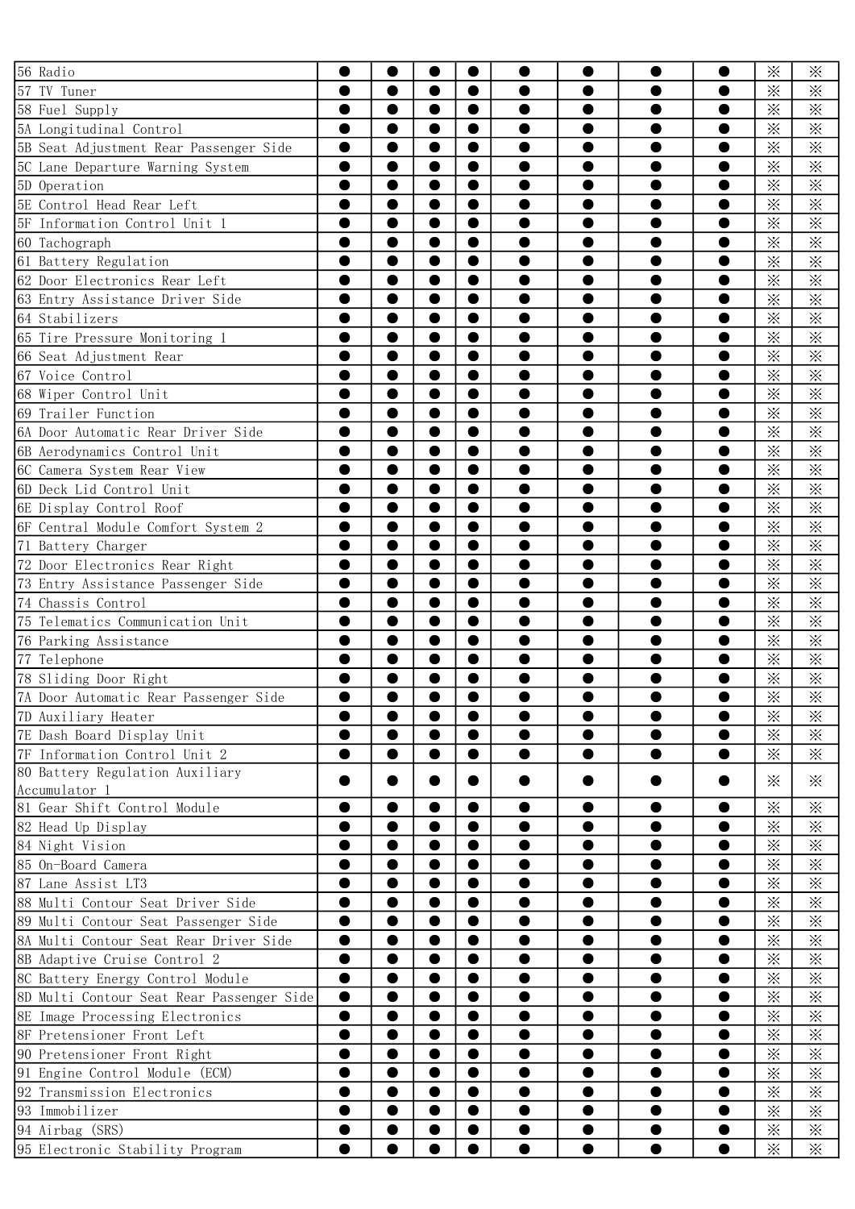| | | | | | | | | | | |
|---|---|---|---|---|---|---|---|---|---|---|
| 56 Radio | ● | ● | ● | ● | ● | ● | ● | ● | ※ | ※ |
| 57 TV Tuner | ● | ● | ● | ● | ● | ● | ● | ● | ※ | ※ |
| 58 Fuel Supply | ● | ● | ● | ● | ● | ● | ● | ● | ※ | ※ |
| 5A Longitudinal Control | ● | ● | ● | ● | ● | ● | ● | ● | ※ | ※ |
| 5B Seat Adjustment Rear Passenger Side | ● | ● | ● | ● | ● | ● | ● | ● | ※ | ※ |
| 5C Lane Departure Warning System | ● | ● | ● | ● | ● | ● | ● | ● | ※ | ※ |
| 5D Operation | ● | ● | ● | ● | ● | ● | ● | ● | ※ | ※ |
| 5E Control Head Rear Left | ● | ● | ● | ● | ● | ● | ● | ● | ※ | ※ |
| 5F Information Control Unit 1 | ● | ● | ● | ● | ● | ● | ● | ● | ※ | ※ |
| 60 Tachograph | ● | ● | ● | ● | ● | ● | ● | ● | ※ | ※ |
| 61 Battery Regulation | ● | ● | ● | ● | ● | ● | ● | ● | ※ | ※ |
| 62 Door Electronics Rear Left | ● | ● | ● | ● | ● | ● | ● | ● | ※ | ※ |
| 63 Entry Assistance Driver Side | ● | ● | ● | ● | ● | ● | ● | ● | ※ | ※ |
| 64 Stabilizers | ● | ● | ● | ● | ● | ● | ● | ● | ※ | ※ |
| 65 Tire Pressure Monitoring 1 | ● | ● | ● | ● | ● | ● | ● | ● | ※ | ※ |
| 66 Seat Adjustment Rear | ● | ● | ● | ● | ● | ● | ● | ● | ※ | ※ |
| 67 Voice Control | ● | ● | ● | ● | ● | ● | ● | ● | ※ | ※ |
| 68 Wiper Control Unit | ● | ● | ● | ● | ● | ● | ● | ● | ※ | ※ |
| 69 Trailer Function | ● | ● | ● | ● | ● | ● | ● | ● | ※ | ※ |
| 6A Door Automatic Rear Driver Side | ● | ● | ● | ● | ● | ● | ● | ● | ※ | ※ |
| 6B Aerodynamics Control Unit | ● | ● | ● | ● | ● | ● | ● | ● | ※ | ※ |
| 6C Camera System Rear View | ● | ● | ● | ● | ● | ● | ● | ● | ※ | ※ |
| 6D Deck Lid Control Unit | ● | ● | ● | ● | ● | ● | ● | ● | ※ | ※ |
| 6E Display Control Roof | ● | ● | ● | ● | ● | ● | ● | ● | ※ | ※ |
| 6F Central Module Comfort System 2 | ● | ● | ● | ● | ● | ● | ● | ● | ※ | ※ |
| 71 Battery Charger | ● | ● | ● | ● | ● | ● | ● | ● | ※ | ※ |
| 72 Door Electronics Rear Right | ● | ● | ● | ● | ● | ● | ● | ● | ※ | ※ |
| 73 Entry Assistance Passenger Side | ● | ● | ● | ● | ● | ● | ● | ● | ※ | ※ |
| 74 Chassis Control | ● | ● | ● | ● | ● | ● | ● | ● | ※ | ※ |
| 75 Telematics Communication Unit | ● | ● | ● | ● | ● | ● | ● | ● | ※ | ※ |
| 76 Parking Assistance | ● | ● | ● | ● | ● | ● | ● | ● | ※ | ※ |
| 77 Telephone | ● | ● | ● | ● | ● | ● | ● | ● | ※ | ※ |
| 78 Sliding Door Right | ● | ● | ● | ● | ● | ● | ● | ● | ※ | ※ |
| 7A Door Automatic Rear Passenger Side | ● | ● | ● | ● | ● | ● | ● | ● | ※ | ※ |
| 7D Auxiliary Heater | ● | ● | ● | ● | ● | ● | ● | ● | ※ | ※ |
| 7E Dash Board Display Unit | ● | ● | ● | ● | ● | ● | ● | ● | ※ | ※ |
| 7F Information Control Unit 2 | ● | ● | ● | ● | ● | ● | ● | ● | ※ | ※ |
| 80 Battery Regulation Auxiliary Accumulator 1 | ● | ● | ● | ● | ● | ● | ● | ● | ※ | ※ |
| 81 Gear Shift Control Module | ● | ● | ● | ● | ● | ● | ● | ● | ※ | ※ |
| 82 Head Up Display | ● | ● | ● | ● | ● | ● | ● | ● | ※ | ※ |
| 84 Night Vision | ● | ● | ● | ● | ● | ● | ● | ● | ※ | ※ |
| 85 On-Board Camera | ● | ● | ● | ● | ● | ● | ● | ● | ※ | ※ |
| 87 Lane Assist LT3 | ● | ● | ● | ● | ● | ● | ● | ● | ※ | ※ |
| 88 Multi Contour Seat Driver Side | ● | ● | ● | ● | ● | ● | ● | ● | ※ | ※ |
| 89 Multi Contour Seat Passenger Side | ● | ● | ● | ● | ● | ● | ● | ● | ※ | ※ |
| 8A Multi Contour Seat Rear Driver Side | ● | ● | ● | ● | ● | ● | ● | ● | ※ | ※ |
| 8B Adaptive Cruise Control 2 | ● | ● | ● | ● | ● | ● | ● | ● | ※ | ※ |
| 8C Battery Energy Control Module | ● | ● | ● | ● | ● | ● | ● | ● | ※ | ※ |
| 8D Multi Contour Seat Rear Passenger Side | ● | ● | ● | ● | ● | ● | ● | ● | ※ | ※ |
| 8E Image Processing Electronics | ● | ● | ● | ● | ● | ● | ● | ● | ※ | ※ |
| 8F Pretensioner Front Left | ● | ● | ● | ● | ● | ● | ● | ● | ※ | ※ |
| 90 Pretensioner Front Right | ● | ● | ● | ● | ● | ● | ● | ● | ※ | ※ |
| 91 Engine Control Module (ECM) | ● | ● | ● | ● | ● | ● | ● | ● | ※ | ※ |
| 92 Transmission Electronics | ● | ● | ● | ● | ● | ● | ● | ● | ※ | ※ |
| 93 Immobilizer | ● | ● | ● | ● | ● | ● | ● | ● | ※ | ※ |
| 94 Airbag (SRS) | ● | ● | ● | ● | ● | ● | ● | ● | ※ | ※ |
| 95 Electronic Stability Program | ● | ● | ● | ● | ● | ● | ● | ● | ※ | ※ |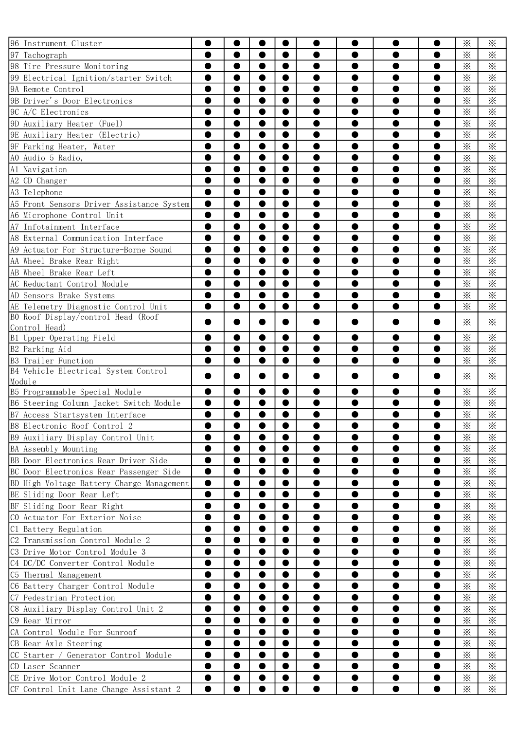| | | | | | | | | | | |
|---|---|---|---|---|---|---|---|---|---|---|
| 96 Instrument Cluster | ● | ● | ● | ● | ● | ● | ● | ● | ※ | ※ |
| 97 Tachograph | ● | ● | ● | ● | ● | ● | ● | ● | ※ | ※ |
| 98 Tire Pressure Monitoring | ● | ● | ● | ● | ● | ● | ● | ● | ※ | ※ |
| 99 Electrical Ignition/starter Switch | ● | ● | ● | ● | ● | ● | ● | ● | ※ | ※ |
| 9A Remote Control | ● | ● | ● | ● | ● | ● | ● | ● | ※ | ※ |
| 9B Driver's Door Electronics | ● | ● | ● | ● | ● | ● | ● | ● | ※ | ※ |
| 9C A/C Electronics | ● | ● | ● | ● | ● | ● | ● | ● | ※ | ※ |
| 9D Auxiliary Heater (Fuel) | ● | ● | ● | ● | ● | ● | ● | ● | ※ | ※ |
| 9E Auxiliary Heater (Electric) | ● | ● | ● | ● | ● | ● | ● | ● | ※ | ※ |
| 9F Parking Heater, Water | ● | ● | ● | ● | ● | ● | ● | ● | ※ | ※ |
| A0 Audio 5 Radio, | ● | ● | ● | ● | ● | ● | ● | ● | ※ | ※ |
| A1 Navigation | ● | ● | ● | ● | ● | ● | ● | ● | ※ | ※ |
| A2 CD Changer | ● | ● | ● | ● | ● | ● | ● | ● | ※ | ※ |
| A3 Telephone | ● | ● | ● | ● | ● | ● | ● | ● | ※ | ※ |
| A5 Front Sensors Driver Assistance System | ● | ● | ● | ● | ● | ● | ● | ● | ※ | ※ |
| A6 Microphone Control Unit | ● | ● | ● | ● | ● | ● | ● | ● | ※ | ※ |
| A7 Infotainment Interface | ● | ● | ● | ● | ● | ● | ● | ● | ※ | ※ |
| A8 External Communication Interface | ● | ● | ● | ● | ● | ● | ● | ● | ※ | ※ |
| A9 Actuator For Structure-Borne Sound | ● | ● | ● | ● | ● | ● | ● | ● | ※ | ※ |
| AA Wheel Brake Rear Right | ● | ● | ● | ● | ● | ● | ● | ● | ※ | ※ |
| AB Wheel Brake Rear Left | ● | ● | ● | ● | ● | ● | ● | ● | ※ | ※ |
| AC Reductant Control Module | ● | ● | ● | ● | ● | ● | ● | ● | ※ | ※ |
| AD Sensors Brake Systems | ● | ● | ● | ● | ● | ● | ● | ● | ※ | ※ |
| AE Telemetry Diagnostic Control Unit | ● | ● | ● | ● | ● | ● | ● | ● | ※ | ※ |
| B0 Roof Display/control Head (Roof Control Head) | ● | ● | ● | ● | ● | ● | ● | ● | ※ | ※ |
| B1 Upper Operating Field | ● | ● | ● | ● | ● | ● | ● | ● | ※ | ※ |
| B2 Parking Aid | ● | ● | ● | ● | ● | ● | ● | ● | ※ | ※ |
| B3 Trailer Function | ● | ● | ● | ● | ● | ● | ● | ● | ※ | ※ |
| B4 Vehicle Electrical System Control Module | ● | ● | ● | ● | ● | ● | ● | ● | ※ | ※ |
| B5 Programmable Special Module | ● | ● | ● | ● | ● | ● | ● | ● | ※ | ※ |
| B6 Steering Column Jacket Switch Module | ● | ● | ● | ● | ● | ● | ● | ● | ※ | ※ |
| B7 Access Startsystem Interface | ● | ● | ● | ● | ● | ● | ● | ● | ※ | ※ |
| B8 Electronic Roof Control 2 | ● | ● | ● | ● | ● | ● | ● | ● | ※ | ※ |
| B9 Auxiliary Display Control Unit | ● | ● | ● | ● | ● | ● | ● | ● | ※ | ※ |
| BA Assembly Mounting | ● | ● | ● | ● | ● | ● | ● | ● | ※ | ※ |
| BB Door Electronics Rear Driver Side | ● | ● | ● | ● | ● | ● | ● | ● | ※ | ※ |
| BC Door Electronics Rear Passenger Side | ● | ● | ● | ● | ● | ● | ● | ● | ※ | ※ |
| BD High Voltage Battery Charge Management | ● | ● | ● | ● | ● | ● | ● | ● | ※ | ※ |
| BE Sliding Door Rear Left | ● | ● | ● | ● | ● | ● | ● | ● | ※ | ※ |
| BF Sliding Door Rear Right | ● | ● | ● | ● | ● | ● | ● | ● | ※ | ※ |
| C0 Actuator For Exterior Noise | ● | ● | ● | ● | ● | ● | ● | ● | ※ | ※ |
| C1 Battery Regulation | ● | ● | ● | ● | ● | ● | ● | ● | ※ | ※ |
| C2 Transmission Control Module 2 | ● | ● | ● | ● | ● | ● | ● | ● | ※ | ※ |
| C3 Drive Motor Control Module 3 | ● | ● | ● | ● | ● | ● | ● | ● | ※ | ※ |
| C4 DC/DC Converter Control Module | ● | ● | ● | ● | ● | ● | ● | ● | ※ | ※ |
| C5 Thermal Management | ● | ● | ● | ● | ● | ● | ● | ● | ※ | ※ |
| C6 Battery Charger Control Module | ● | ● | ● | ● | ● | ● | ● | ● | ※ | ※ |
| C7 Pedestrian Protection | ● | ● | ● | ● | ● | ● | ● | ● | ※ | ※ |
| C8 Auxiliary Display Control Unit 2 | ● | ● | ● | ● | ● | ● | ● | ● | ※ | ※ |
| C9 Rear Mirror | ● | ● | ● | ● | ● | ● | ● | ● | ※ | ※ |
| CA Control Module For Sunroof | ● | ● | ● | ● | ● | ● | ● | ● | ※ | ※ |
| CB Rear Axle Steering | ● | ● | ● | ● | ● | ● | ● | ● | ※ | ※ |
| CC Starter / Generator Control Module | ● | ● | ● | ● | ● | ● | ● | ● | ※ | ※ |
| CD Laser Scanner | ● | ● | ● | ● | ● | ● | ● | ● | ※ | ※ |
| CE Drive Motor Control Module 2 | ● | ● | ● | ● | ● | ● | ● | ● | ※ | ※ |
| CF Control Unit Lane Change Assistant 2 | ● | ● | ● | ● | ● | ● | ● | ● | ※ | ※ |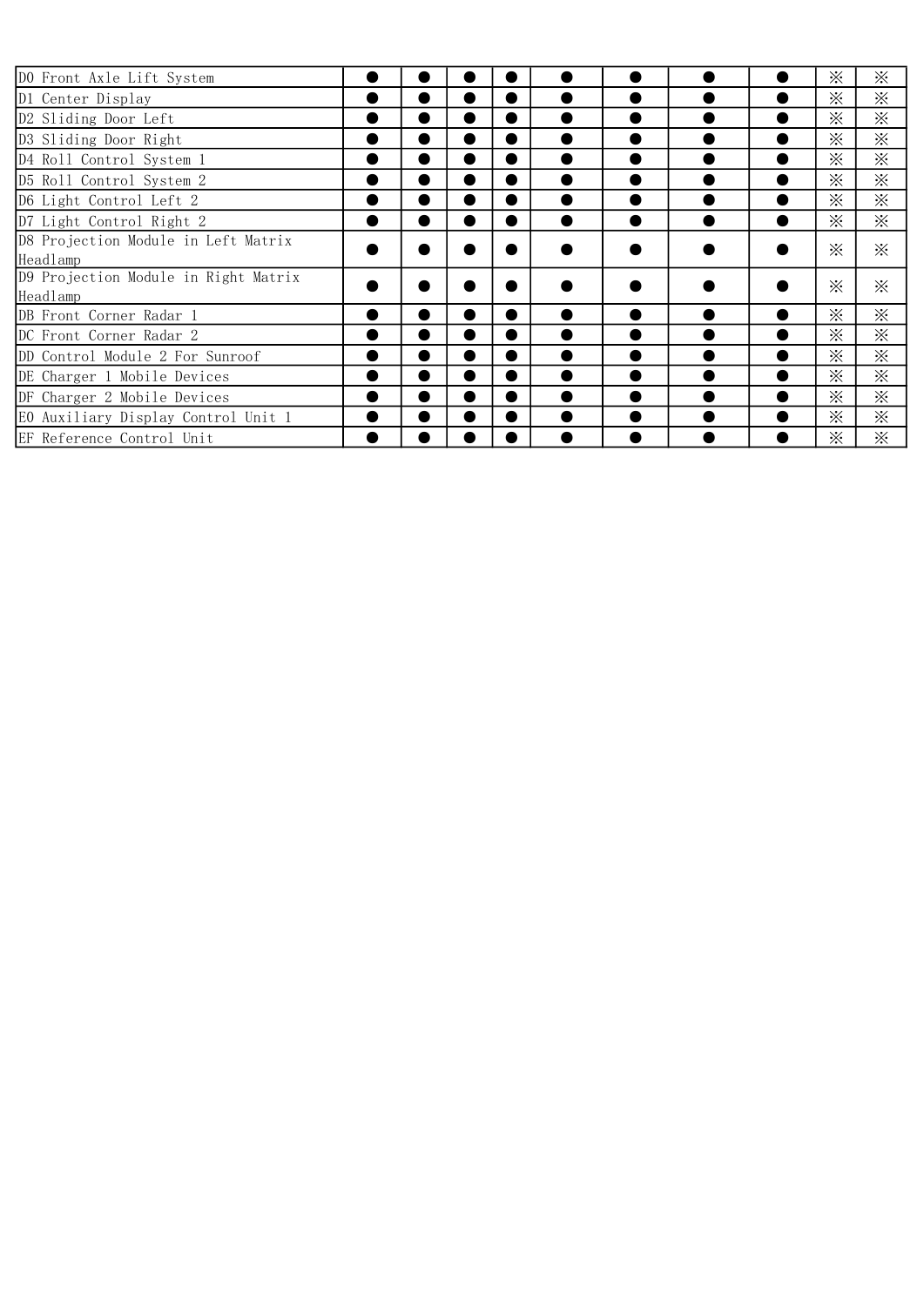| | | | | | | | | | | |
|---|---|---|---|---|---|---|---|---|---|---|
| D0 Front Axle Lift System | ● | ● | ● | ● | ● | ● | ● | ● | ※ | ※ |
| D1 Center Display | ● | ● | ● | ● | ● | ● | ● | ● | ※ | ※ |
| D2 Sliding Door Left | ● | ● | ● | ● | ● | ● | ● | ● | ※ | ※ |
| D3 Sliding Door Right | ● | ● | ● | ● | ● | ● | ● | ● | ※ | ※ |
| D4 Roll Control System 1 | ● | ● | ● | ● | ● | ● | ● | ● | ※ | ※ |
| D5 Roll Control System 2 | ● | ● | ● | ● | ● | ● | ● | ● | ※ | ※ |
| D6 Light Control Left 2 | ● | ● | ● | ● | ● | ● | ● | ● | ※ | ※ |
| D7 Light Control Right 2 | ● | ● | ● | ● | ● | ● | ● | ● | ※ | ※ |
| D8 Projection Module in Left Matrix Headlamp | ● | ● | ● | ● | ● | ● | ● | ● | ※ | ※ |
| D9 Projection Module in Right Matrix Headlamp | ● | ● | ● | ● | ● | ● | ● | ● | ※ | ※ |
| DB Front Corner Radar 1 | ● | ● | ● | ● | ● | ● | ● | ● | ※ | ※ |
| DC Front Corner Radar 2 | ● | ● | ● | ● | ● | ● | ● | ● | ※ | ※ |
| DD Control Module 2 For Sunroof | ● | ● | ● | ● | ● | ● | ● | ● | ※ | ※ |
| DE Charger 1 Mobile Devices | ● | ● | ● | ● | ● | ● | ● | ● | ※ | ※ |
| DF Charger 2 Mobile Devices | ● | ● | ● | ● | ● | ● | ● | ● | ※ | ※ |
| E0 Auxiliary Display Control Unit 1 | ● | ● | ● | ● | ● | ● | ● | ● | ※ | ※ |
| EF Reference Control Unit | ● | ● | ● | ● | ● | ● | ● | ● | ※ | ※ |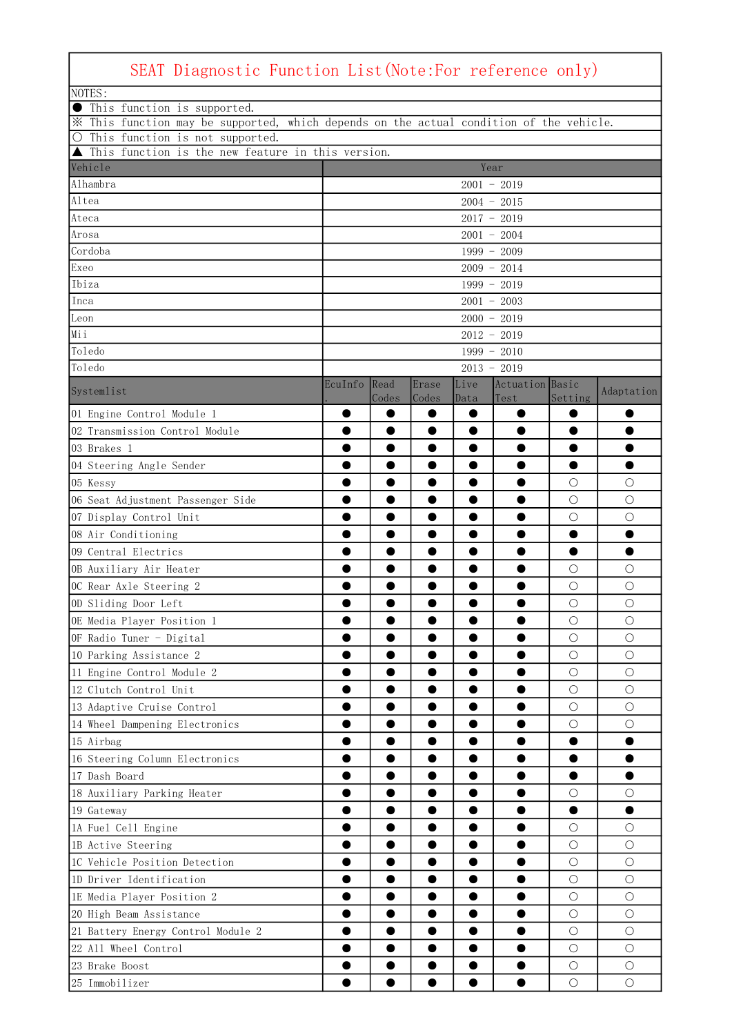# SEAT Diagnostic Function List(Note:For reference only)

NOTES:

● This function is supported.

※ This function may be supported, which depends on the actual condition of the vehicle.

○ This function is not supported.

▲ This function is the new feature in this version.

| Vehicle | Year |
|---|---|
| Alhambra | 2001 - 2019 |
| Altea | 2004 - 2015 |
| Ateca | 2017 - 2019 |
| Arosa | 2001 - 2004 |
| Cordoba | 1999 - 2009 |
| Exeo | 2009 - 2014 |
| Ibiza | 1999 - 2019 |
| Inca | 2001 - 2003 |
| Leon | 2000 - 2019 |
| Mii | 2012 - 2019 |
| Toledo | 1999 - 2010 |
| Toledo | 2013 - 2019 |

| Systemlist | EcuInfo. | Read Codes | Erase Codes | Live Data | Actuation Test | Basic Setting | Adaptation |
|---|---|---|---|---|---|---|---|
| 01 Engine Control Module 1 | ● | ● | ● | ● | ● | ● | ● |
| 02 Transmission Control Module | ● | ● | ● | ● | ● | ● | ● |
| 03 Brakes 1 | ● | ● | ● | ● | ● | ● | ● |
| 04 Steering Angle Sender | ● | ● | ● | ● | ● | ● | ● |
| 05 Kessy | ● | ● | ● | ● | ● | ○ | ○ |
| 06 Seat Adjustment Passenger Side | ● | ● | ● | ● | ● | ○ | ○ |
| 07 Display Control Unit | ● | ● | ● | ● | ● | ○ | ○ |
| 08 Air Conditioning | ● | ● | ● | ● | ● | ● | ● |
| 09 Central Electrics | ● | ● | ● | ● | ● | ● | ● |
| 0B Auxiliary Air Heater | ● | ● | ● | ● | ● | ○ | ○ |
| 0C Rear Axle Steering 2 | ● | ● | ● | ● | ● | ○ | ○ |
| 0D Sliding Door Left | ● | ● | ● | ● | ● | ○ | ○ |
| 0E Media Player Position 1 | ● | ● | ● | ● | ● | ○ | ○ |
| 0F Radio Tuner - Digital | ● | ● | ● | ● | ● | ○ | ○ |
| 10 Parking Assistance 2 | ● | ● | ● | ● | ● | ○ | ○ |
| 11 Engine Control Module 2 | ● | ● | ● | ● | ● | ○ | ○ |
| 12 Clutch Control Unit | ● | ● | ● | ● | ● | ○ | ○ |
| 13 Adaptive Cruise Control | ● | ● | ● | ● | ● | ○ | ○ |
| 14 Wheel Dampening Electronics | ● | ● | ● | ● | ● | ○ | ○ |
| 15 Airbag | ● | ● | ● | ● | ● | ● | ● |
| 16 Steering Column Electronics | ● | ● | ● | ● | ● | ● | ● |
| 17 Dash Board | ● | ● | ● | ● | ● | ● | ● |
| 18 Auxiliary Parking Heater | ● | ● | ● | ● | ● | ○ | ○ |
| 19 Gateway | ● | ● | ● | ● | ● | ● | ● |
| 1A Fuel Cell Engine | ● | ● | ● | ● | ● | ○ | ○ |
| 1B Active Steering | ● | ● | ● | ● | ● | ○ | ○ |
| 1C Vehicle Position Detection | ● | ● | ● | ● | ● | ○ | ○ |
| 1D Driver Identification | ● | ● | ● | ● | ● | ○ | ○ |
| 1E Media Player Position 2 | ● | ● | ● | ● | ● | ○ | ○ |
| 20 High Beam Assistance | ● | ● | ● | ● | ● | ○ | ○ |
| 21 Battery Energy Control Module 2 | ● | ● | ● | ● | ● | ○ | ○ |
| 22 All Wheel Control | ● | ● | ● | ● | ● | ○ | ○ |
| 23 Brake Boost | ● | ● | ● | ● | ● | ○ | ○ |
| 25 Immobilizer | ● | ● | ● | ● | ● | ○ | ○ |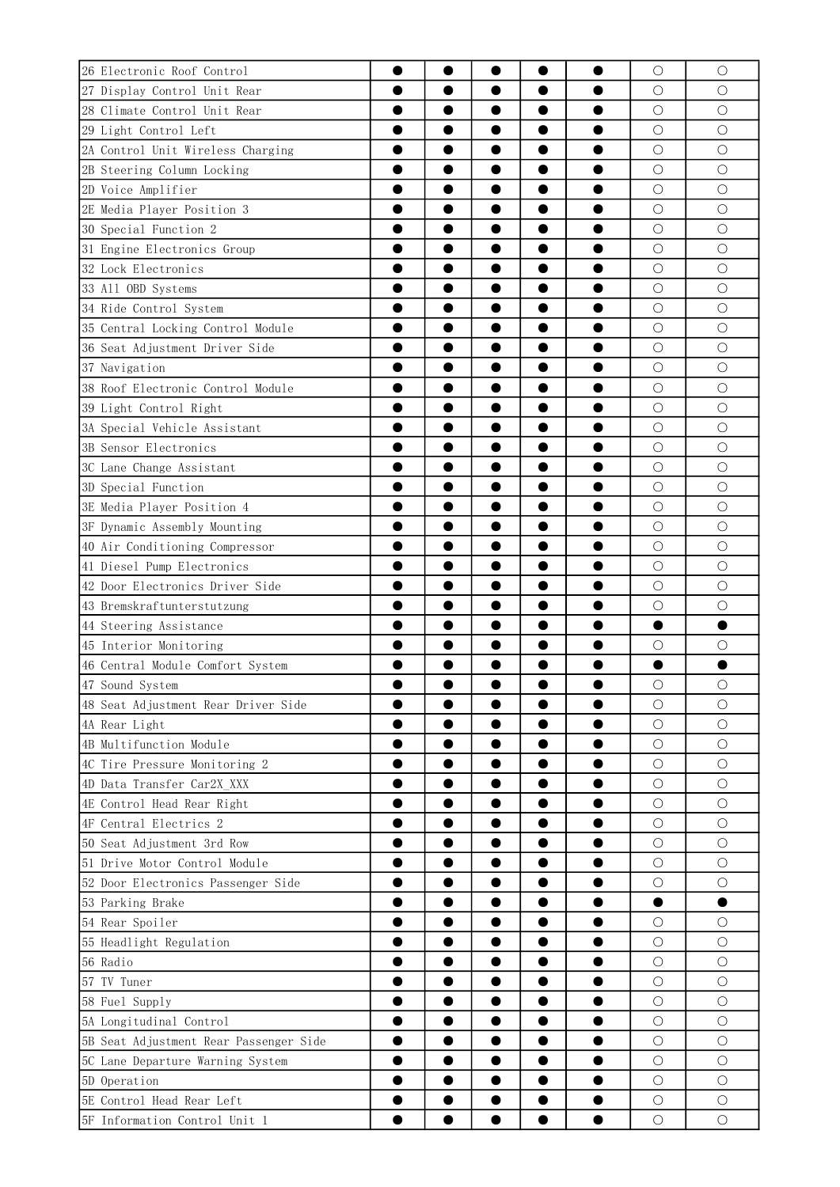| 26 Electronic Roof Control | ● | ● | ● | ● | ● | ○ | ○ |
|---|---|---|---|---|---|---|---|
| 27 Display Control Unit Rear | ● | ● | ● | ● | ● | ○ | ○ |
| 28 Climate Control Unit Rear | ● | ● | ● | ● | ● | ○ | ○ |
| 29 Light Control Left | ● | ● | ● | ● | ● | ○ | ○ |
| 2A Control Unit Wireless Charging | ● | ● | ● | ● | ● | ○ | ○ |
| 2B Steering Column Locking | ● | ● | ● | ● | ● | ○ | ○ |
| 2D Voice Amplifier | ● | ● | ● | ● | ● | ○ | ○ |
| 2E Media Player Position 3 | ● | ● | ● | ● | ● | ○ | ○ |
| 30 Special Function 2 | ● | ● | ● | ● | ● | ○ | ○ |
| 31 Engine Electronics Group | ● | ● | ● | ● | ● | ○ | ○ |
| 32 Lock Electronics | ● | ● | ● | ● | ● | ○ | ○ |
| 33 All OBD Systems | ● | ● | ● | ● | ● | ○ | ○ |
| 34 Ride Control System | ● | ● | ● | ● | ● | ○ | ○ |
| 35 Central Locking Control Module | ● | ● | ● | ● | ● | ○ | ○ |
| 36 Seat Adjustment Driver Side | ● | ● | ● | ● | ● | ○ | ○ |
| 37 Navigation | ● | ● | ● | ● | ● | ○ | ○ |
| 38 Roof Electronic Control Module | ● | ● | ● | ● | ● | ○ | ○ |
| 39 Light Control Right | ● | ● | ● | ● | ● | ○ | ○ |
| 3A Special Vehicle Assistant | ● | ● | ● | ● | ● | ○ | ○ |
| 3B Sensor Electronics | ● | ● | ● | ● | ● | ○ | ○ |
| 3C Lane Change Assistant | ● | ● | ● | ● | ● | ○ | ○ |
| 3D Special Function | ● | ● | ● | ● | ● | ○ | ○ |
| 3E Media Player Position 4 | ● | ● | ● | ● | ● | ○ | ○ |
| 3F Dynamic Assembly Mounting | ● | ● | ● | ● | ● | ○ | ○ |
| 40 Air Conditioning Compressor | ● | ● | ● | ● | ● | ○ | ○ |
| 41 Diesel Pump Electronics | ● | ● | ● | ● | ● | ○ | ○ |
| 42 Door Electronics Driver Side | ● | ● | ● | ● | ● | ○ | ○ |
| 43 Bremskraftunterstutzung | ● | ● | ● | ● | ● | ○ | ○ |
| 44 Steering Assistance | ● | ● | ● | ● | ● | ● | ● |
| 45 Interior Monitoring | ● | ● | ● | ● | ● | ○ | ○ |
| 46 Central Module Comfort System | ● | ● | ● | ● | ● | ● | ● |
| 47 Sound System | ● | ● | ● | ● | ● | ○ | ○ |
| 48 Seat Adjustment Rear Driver Side | ● | ● | ● | ● | ● | ○ | ○ |
| 4A Rear Light | ● | ● | ● | ● | ● | ○ | ○ |
| 4B Multifunction Module | ● | ● | ● | ● | ● | ○ | ○ |
| 4C Tire Pressure Monitoring 2 | ● | ● | ● | ● | ● | ○ | ○ |
| 4D Data Transfer Car2X_XXX | ● | ● | ● | ● | ● | ○ | ○ |
| 4E Control Head Rear Right | ● | ● | ● | ● | ● | ○ | ○ |
| 4F Central Electrics 2 | ● | ● | ● | ● | ● | ○ | ○ |
| 50 Seat Adjustment 3rd Row | ● | ● | ● | ● | ● | ○ | ○ |
| 51 Drive Motor Control Module | ● | ● | ● | ● | ● | ○ | ○ |
| 52 Door Electronics Passenger Side | ● | ● | ● | ● | ● | ○ | ○ |
| 53 Parking Brake | ● | ● | ● | ● | ● | ● | ● |
| 54 Rear Spoiler | ● | ● | ● | ● | ● | ○ | ○ |
| 55 Headlight Regulation | ● | ● | ● | ● | ● | ○ | ○ |
| 56 Radio | ● | ● | ● | ● | ● | ○ | ○ |
| 57 TV Tuner | ● | ● | ● | ● | ● | ○ | ○ |
| 58 Fuel Supply | ● | ● | ● | ● | ● | ○ | ○ |
| 5A Longitudinal Control | ● | ● | ● | ● | ● | ○ | ○ |
| 5B Seat Adjustment Rear Passenger Side | ● | ● | ● | ● | ● | ○ | ○ |
| 5C Lane Departure Warning System | ● | ● | ● | ● | ● | ○ | ○ |
| 5D Operation | ● | ● | ● | ● | ● | ○ | ○ |
| 5E Control Head Rear Left | ● | ● | ● | ● | ● | ○ | ○ |
| 5F Information Control Unit 1 | ● | ● | ● | ● | ● | ○ | ○ |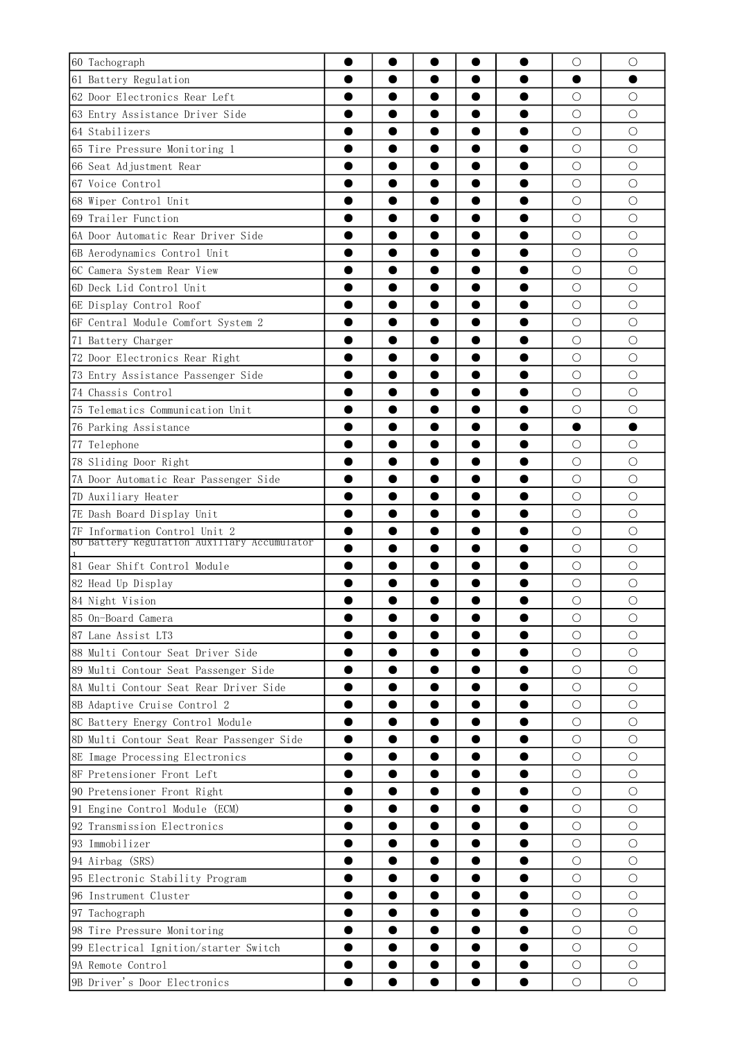| | | | | | | | |
|---|---|---|---|---|---|---|---|
| 60 Tachograph | ● | ● | ● | ● | ● | ○ | ○ |
| 61 Battery Regulation | ● | ● | ● | ● | ● | ● | ● |
| 62 Door Electronics Rear Left | ● | ● | ● | ● | ● | ○ | ○ |
| 63 Entry Assistance Driver Side | ● | ● | ● | ● | ● | ○ | ○ |
| 64 Stabilizers | ● | ● | ● | ● | ● | ○ | ○ |
| 65 Tire Pressure Monitoring 1 | ● | ● | ● | ● | ● | ○ | ○ |
| 66 Seat Adjustment Rear | ● | ● | ● | ● | ● | ○ | ○ |
| 67 Voice Control | ● | ● | ● | ● | ● | ○ | ○ |
| 68 Wiper Control Unit | ● | ● | ● | ● | ● | ○ | ○ |
| 69 Trailer Function | ● | ● | ● | ● | ● | ○ | ○ |
| 6A Door Automatic Rear Driver Side | ● | ● | ● | ● | ● | ○ | ○ |
| 6B Aerodynamics Control Unit | ● | ● | ● | ● | ● | ○ | ○ |
| 6C Camera System Rear View | ● | ● | ● | ● | ● | ○ | ○ |
| 6D Deck Lid Control Unit | ● | ● | ● | ● | ● | ○ | ○ |
| 6E Display Control Roof | ● | ● | ● | ● | ● | ○ | ○ |
| 6F Central Module Comfort System 2 | ● | ● | ● | ● | ● | ○ | ○ |
| 71 Battery Charger | ● | ● | ● | ● | ● | ○ | ○ |
| 72 Door Electronics Rear Right | ● | ● | ● | ● | ● | ○ | ○ |
| 73 Entry Assistance Passenger Side | ● | ● | ● | ● | ● | ○ | ○ |
| 74 Chassis Control | ● | ● | ● | ● | ● | ○ | ○ |
| 75 Telematics Communication Unit | ● | ● | ● | ● | ● | ○ | ○ |
| 76 Parking Assistance | ● | ● | ● | ● | ● | ● | ● |
| 77 Telephone | ● | ● | ● | ● | ● | ○ | ○ |
| 78 Sliding Door Right | ● | ● | ● | ● | ● | ○ | ○ |
| 7A Door Automatic Rear Passenger Side | ● | ● | ● | ● | ● | ○ | ○ |
| 7D Auxiliary Heater | ● | ● | ● | ● | ● | ○ | ○ |
| 7E Dash Board Display Unit | ● | ● | ● | ● | ● | ○ | ○ |
| 7F Information Control Unit 2 | ● | ● | ● | ● | ● | ○ | ○ |
| 80 Battery Regulation Auxiliary Accumulator 1 | ● | ● | ● | ● | ● | ○ | ○ |
| 81 Gear Shift Control Module | ● | ● | ● | ● | ● | ○ | ○ |
| 82 Head Up Display | ● | ● | ● | ● | ● | ○ | ○ |
| 84 Night Vision | ● | ● | ● | ● | ● | ○ | ○ |
| 85 On-Board Camera | ● | ● | ● | ● | ● | ○ | ○ |
| 87 Lane Assist LT3 | ● | ● | ● | ● | ● | ○ | ○ |
| 88 Multi Contour Seat Driver Side | ● | ● | ● | ● | ● | ○ | ○ |
| 89 Multi Contour Seat Passenger Side | ● | ● | ● | ● | ● | ○ | ○ |
| 8A Multi Contour Seat Rear Driver Side | ● | ● | ● | ● | ● | ○ | ○ |
| 8B Adaptive Cruise Control 2 | ● | ● | ● | ● | ● | ○ | ○ |
| 8C Battery Energy Control Module | ● | ● | ● | ● | ● | ○ | ○ |
| 8D Multi Contour Seat Rear Passenger Side | ● | ● | ● | ● | ● | ○ | ○ |
| 8E Image Processing Electronics | ● | ● | ● | ● | ● | ○ | ○ |
| 8F Pretensioner Front Left | ● | ● | ● | ● | ● | ○ | ○ |
| 90 Pretensioner Front Right | ● | ● | ● | ● | ● | ○ | ○ |
| 91 Engine Control Module (ECM) | ● | ● | ● | ● | ● | ○ | ○ |
| 92 Transmission Electronics | ● | ● | ● | ● | ● | ○ | ○ |
| 93 Immobilizer | ● | ● | ● | ● | ● | ○ | ○ |
| 94 Airbag (SRS) | ● | ● | ● | ● | ● | ○ | ○ |
| 95 Electronic Stability Program | ● | ● | ● | ● | ● | ○ | ○ |
| 96 Instrument Cluster | ● | ● | ● | ● | ● | ○ | ○ |
| 97 Tachograph | ● | ● | ● | ● | ● | ○ | ○ |
| 98 Tire Pressure Monitoring | ● | ● | ● | ● | ● | ○ | ○ |
| 99 Electrical Ignition/starter Switch | ● | ● | ● | ● | ● | ○ | ○ |
| 9A Remote Control | ● | ● | ● | ● | ● | ○ | ○ |
| 9B Driver's Door Electronics | ● | ● | ● | ● | ● | ○ | ○ |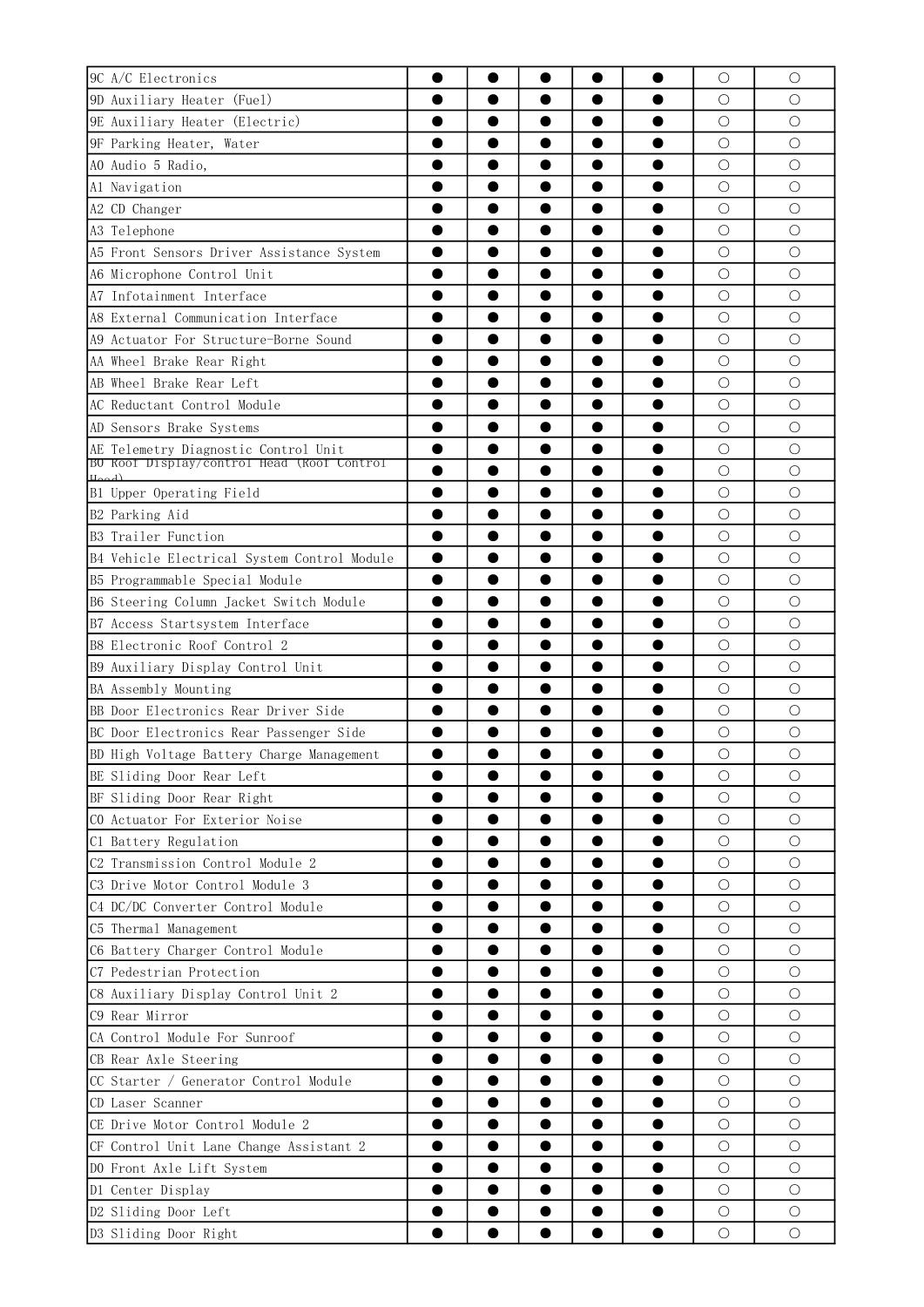| | | | | | | | |
|---|---|---|---|---|---|---|---|
| 9C A/C Electronics | ● | ● | ● | ● | ● | ○ | ○ |
| 9D Auxiliary Heater (Fuel) | ● | ● | ● | ● | ● | ○ | ○ |
| 9E Auxiliary Heater (Electric) | ● | ● | ● | ● | ● | ○ | ○ |
| 9F Parking Heater, Water | ● | ● | ● | ● | ● | ○ | ○ |
| A0 Audio 5 Radio, | ● | ● | ● | ● | ● | ○ | ○ |
| A1 Navigation | ● | ● | ● | ● | ● | ○ | ○ |
| A2 CD Changer | ● | ● | ● | ● | ● | ○ | ○ |
| A3 Telephone | ● | ● | ● | ● | ● | ○ | ○ |
| A5 Front Sensors Driver Assistance System | ● | ● | ● | ● | ● | ○ | ○ |
| A6 Microphone Control Unit | ● | ● | ● | ● | ● | ○ | ○ |
| A7 Infotainment Interface | ● | ● | ● | ● | ● | ○ | ○ |
| A8 External Communication Interface | ● | ● | ● | ● | ● | ○ | ○ |
| A9 Actuator For Structure-Borne Sound | ● | ● | ● | ● | ● | ○ | ○ |
| AA Wheel Brake Rear Right | ● | ● | ● | ● | ● | ○ | ○ |
| AB Wheel Brake Rear Left | ● | ● | ● | ● | ● | ○ | ○ |
| AC Reductant Control Module | ● | ● | ● | ● | ● | ○ | ○ |
| AD Sensors Brake Systems | ● | ● | ● | ● | ● | ○ | ○ |
| AE Telemetry Diagnostic Control Unit | ● | ● | ● | ● | ● | ○ | ○ |
| B0 Roof Display/control Head (Roof Control Head) | ● | ● | ● | ● | ● | ○ | ○ |
| B1 Upper Operating Field | ● | ● | ● | ● | ● | ○ | ○ |
| B2 Parking Aid | ● | ● | ● | ● | ● | ○ | ○ |
| B3 Trailer Function | ● | ● | ● | ● | ● | ○ | ○ |
| B4 Vehicle Electrical System Control Module | ● | ● | ● | ● | ● | ○ | ○ |
| B5 Programmable Special Module | ● | ● | ● | ● | ● | ○ | ○ |
| B6 Steering Column Jacket Switch Module | ● | ● | ● | ● | ● | ○ | ○ |
| B7 Access Startsystem Interface | ● | ● | ● | ● | ● | ○ | ○ |
| B8 Electronic Roof Control 2 | ● | ● | ● | ● | ● | ○ | ○ |
| B9 Auxiliary Display Control Unit | ● | ● | ● | ● | ● | ○ | ○ |
| BA Assembly Mounting | ● | ● | ● | ● | ● | ○ | ○ |
| BB Door Electronics Rear Driver Side | ● | ● | ● | ● | ● | ○ | ○ |
| BC Door Electronics Rear Passenger Side | ● | ● | ● | ● | ● | ○ | ○ |
| BD High Voltage Battery Charge Management | ● | ● | ● | ● | ● | ○ | ○ |
| BE Sliding Door Rear Left | ● | ● | ● | ● | ● | ○ | ○ |
| BF Sliding Door Rear Right | ● | ● | ● | ● | ● | ○ | ○ |
| C0 Actuator For Exterior Noise | ● | ● | ● | ● | ● | ○ | ○ |
| C1 Battery Regulation | ● | ● | ● | ● | ● | ○ | ○ |
| C2 Transmission Control Module 2 | ● | ● | ● | ● | ● | ○ | ○ |
| C3 Drive Motor Control Module 3 | ● | ● | ● | ● | ● | ○ | ○ |
| C4 DC/DC Converter Control Module | ● | ● | ● | ● | ● | ○ | ○ |
| C5 Thermal Management | ● | ● | ● | ● | ● | ○ | ○ |
| C6 Battery Charger Control Module | ● | ● | ● | ● | ● | ○ | ○ |
| C7 Pedestrian Protection | ● | ● | ● | ● | ● | ○ | ○ |
| C8 Auxiliary Display Control Unit 2 | ● | ● | ● | ● | ● | ○ | ○ |
| C9 Rear Mirror | ● | ● | ● | ● | ● | ○ | ○ |
| CA Control Module For Sunroof | ● | ● | ● | ● | ● | ○ | ○ |
| CB Rear Axle Steering | ● | ● | ● | ● | ● | ○ | ○ |
| CC Starter / Generator Control Module | ● | ● | ● | ● | ● | ○ | ○ |
| CD Laser Scanner | ● | ● | ● | ● | ● | ○ | ○ |
| CE Drive Motor Control Module 2 | ● | ● | ● | ● | ● | ○ | ○ |
| CF Control Unit Lane Change Assistant 2 | ● | ● | ● | ● | ● | ○ | ○ |
| D0 Front Axle Lift System | ● | ● | ● | ● | ● | ○ | ○ |
| D1 Center Display | ● | ● | ● | ● | ● | ○ | ○ |
| D2 Sliding Door Left | ● | ● | ● | ● | ● | ○ | ○ |
| D3 Sliding Door Right | ● | ● | ● | ● | ● | ○ | ○ |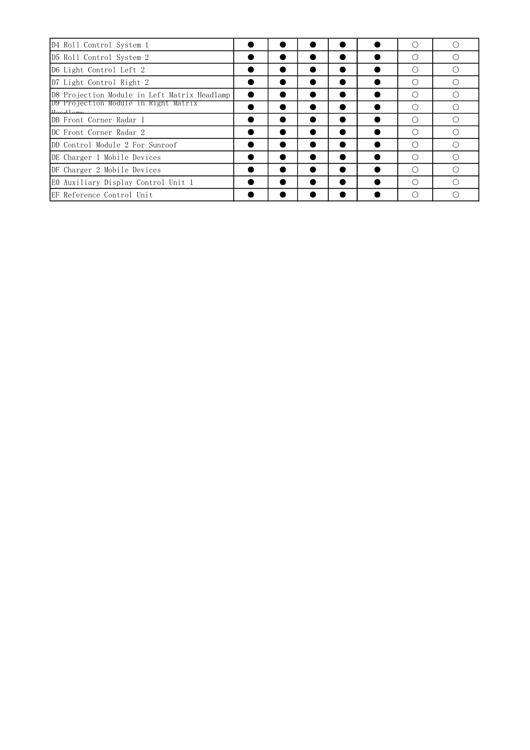| | | | | | | | |
|---|---|---|---|---|---|---|---|
| D4 Roll Control System 1 | ● | ● | ● | ● | ● | ○ | ○ |
| D5 Roll Control System 2 | ● | ● | ● | ● | ● | ○ | ○ |
| D6 Light Control Left 2 | ● | ● | ● | ● | ● | ○ | ○ |
| D7 Light Control Right 2 | ● | ● | ● | ● | ● | ○ | ○ |
| D8 Projection Module in Left Matrix Headlamp | ● | ● | ● | ● | ● | ○ | ○ |
| D9 Projection Module in Right Matrix Headlamp | ● | ● | ● | ● | ● | ○ | ○ |
| DB Front Corner Radar 1 | ● | ● | ● | ● | ● | ○ | ○ |
| DC Front Corner Radar 2 | ● | ● | ● | ● | ● | ○ | ○ |
| DD Control Module 2 For Sunroof | ● | ● | ● | ● | ● | ○ | ○ |
| DE Charger 1 Mobile Devices | ● | ● | ● | ● | ● | ○ | ○ |
| DF Charger 2 Mobile Devices | ● | ● | ● | ● | ● | ○ | ○ |
| E0 Auxiliary Display Control Unit 1 | ● | ● | ● | ● | ● | ○ | ○ |
| EF Reference Control Unit | ● | ● | ● | ● | ● | ○ | ○ |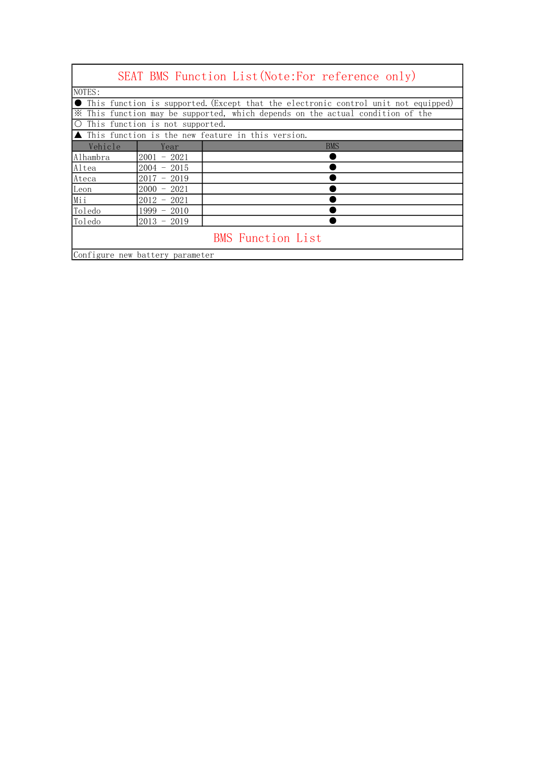# SEAT BMS Function List(Note:For reference only)

NOTES:

● This function is supported.(Except that the electronic control unit not equipped)

※ This function may be supported, which depends on the actual condition of the

○ This function is not supported.

▲ This function is the new feature in this version.

| Vehicle | Year | BMS |
|---|---|---|
| Alhambra | 2001 - 2021 | ● |
| Altea | 2004 - 2015 | ● |
| Ateca | 2017 - 2019 | ● |
| Leon | 2000 - 2021 | ● |
| Mii | 2012 - 2021 | ● |
| Toledo | 1999 - 2010 | ● |
| Toledo | 2013 - 2019 | ● |

## BMS Function List

Configure new battery parameter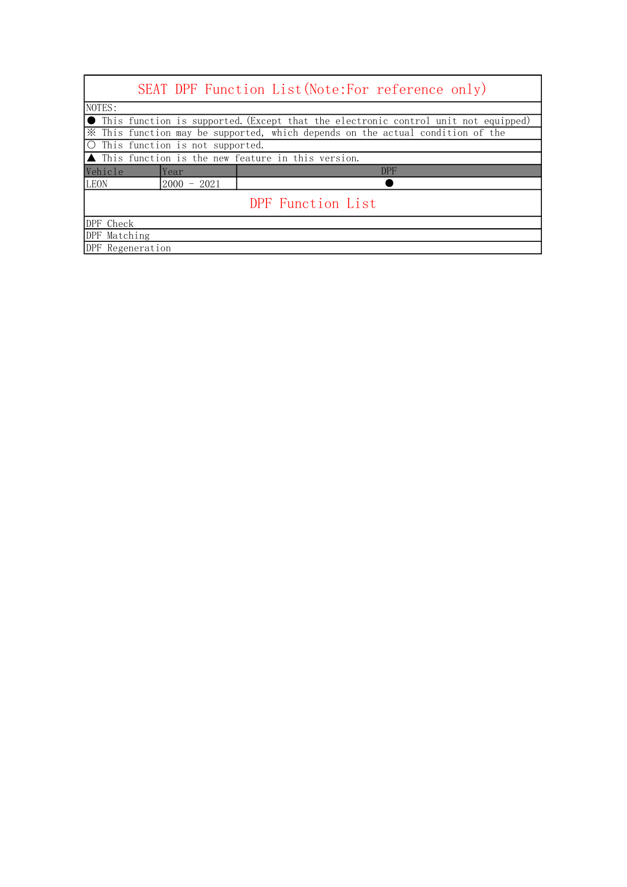# SEAT DPF Function List(Note:For reference only)

NOTES:

● This function is supported.(Except that the electronic control unit not equipped)

※ This function may be supported, which depends on the actual condition of the

○ This function is not supported.

▲ This function is the new feature in this version.

| Vehicle | Year | DPF |
|---|---|---|
| LEON | 2000 - 2021 | ● |

## DPF Function List

DPF Check

DPF Matching

DPF Regeneration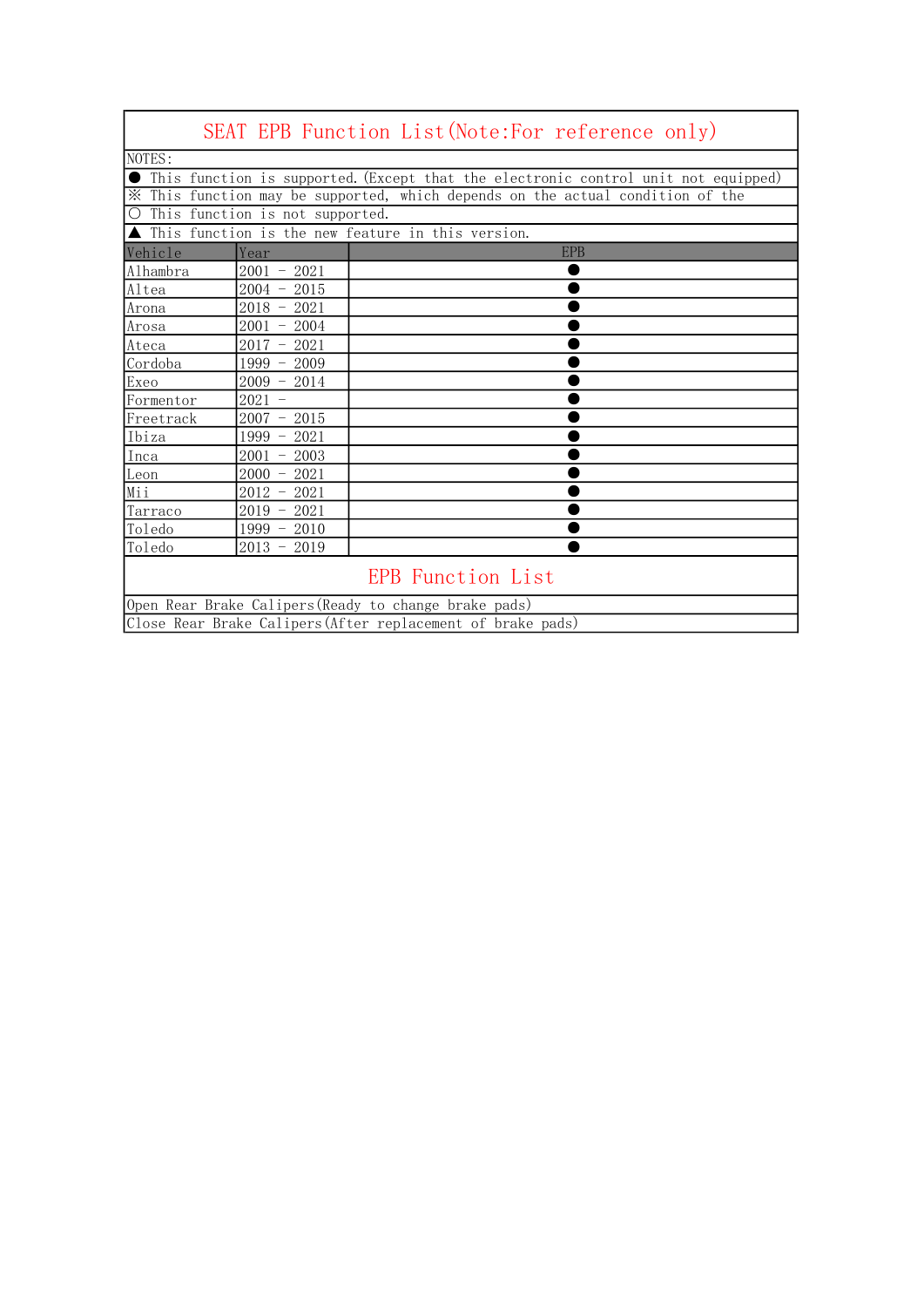# SEAT EPB Function List(Note:For reference only)

NOTES:

● This function is supported.(Except that the electronic control unit not equipped)

※ This function may be supported, which depends on the actual condition of the

○ This function is not supported.

▲ This function is the new feature in this version.

| Vehicle | Year | EPB |
|---|---|---|
| Alhambra | 2001 - 2021 | ● |
| Altea | 2004 - 2015 | ● |
| Arona | 2018 - 2021 | ● |
| Arosa | 2001 - 2004 | ● |
| Ateca | 2017 - 2021 | ● |
| Cordoba | 1999 - 2009 | ● |
| Exeo | 2009 - 2014 | ● |
| Formentor | 2021 - | ● |
| Freetrack | 2007 - 2015 | ● |
| Ibiza | 1999 - 2021 | ● |
| Inca | 2001 - 2003 | ● |
| Leon | 2000 - 2021 | ● |
| Mii | 2012 - 2021 | ● |
| Tarraco | 2019 - 2021 | ● |
| Toledo | 1999 - 2010 | ● |
| Toledo | 2013 - 2019 | ● |

## EPB Function List

| EPB Function List |
|---|
| Open Rear Brake Calipers(Ready to change brake pads) |
| Close Rear Brake Calipers(After replacement of brake pads) |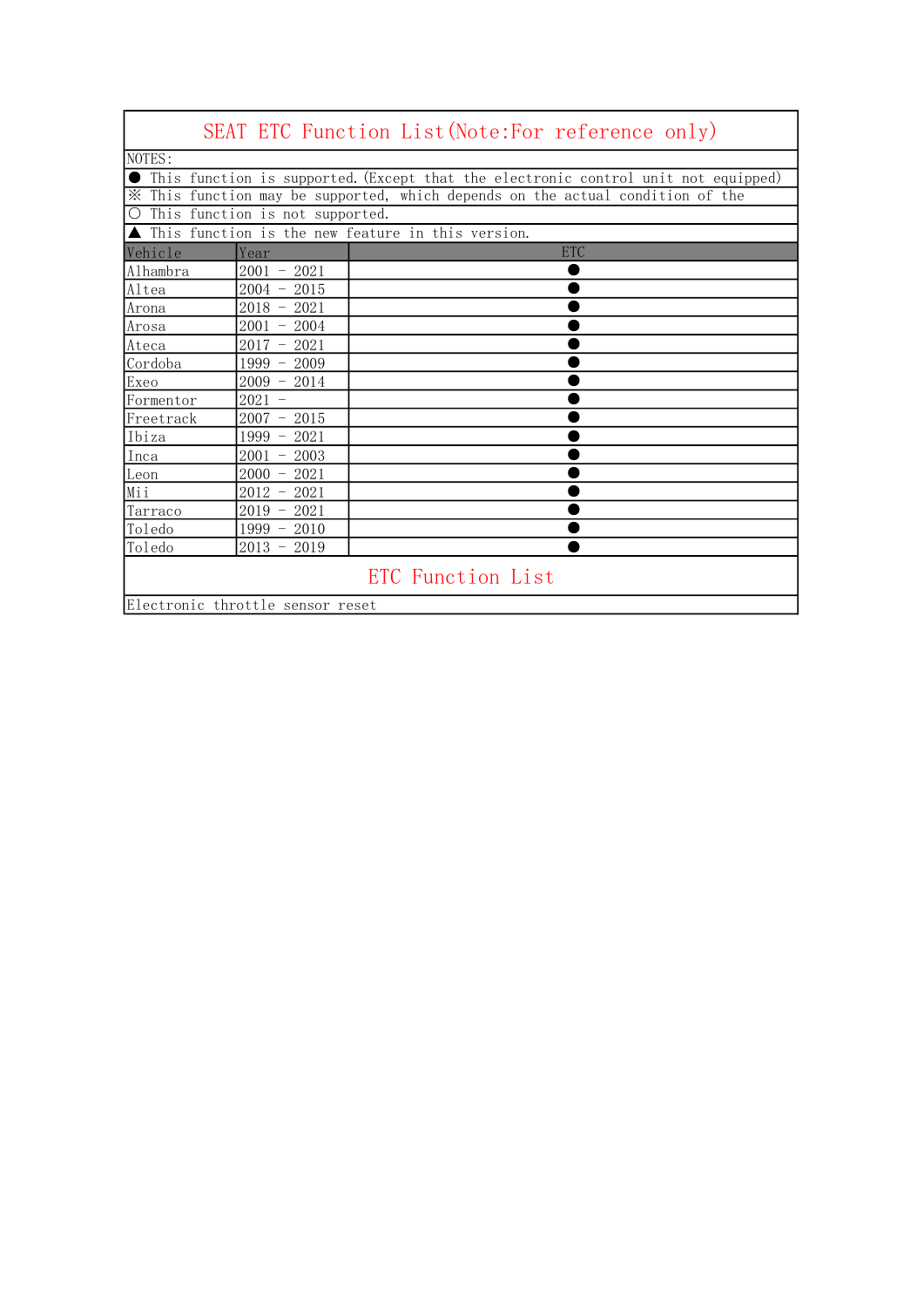# SEAT ETC Function List(Note:For reference only)

NOTES:

● This function is supported.(Except that the electronic control unit not equipped)

※ This function may be supported, which depends on the actual condition of the

○ This function is not supported.

▲ This function is the new feature in this version.

| Vehicle | Year | ETC |
|---|---|---|
| Alhambra | 2001 - 2021 | ● |
| Altea | 2004 - 2015 | ● |
| Arona | 2018 - 2021 | ● |
| Arosa | 2001 - 2004 | ● |
| Ateca | 2017 - 2021 | ● |
| Cordoba | 1999 - 2009 | ● |
| Exeo | 2009 - 2014 | ● |
| Formentor | 2021 - | ● |
| Freetrack | 2007 - 2015 | ● |
| Ibiza | 1999 - 2021 | ● |
| Inca | 2001 - 2003 | ● |
| Leon | 2000 - 2021 | ● |
| Mii | 2012 - 2021 | ● |
| Tarraco | 2019 - 2021 | ● |
| Toledo | 1999 - 2010 | ● |
| Toledo | 2013 - 2019 | ● |

## ETC Function List

Electronic throttle sensor reset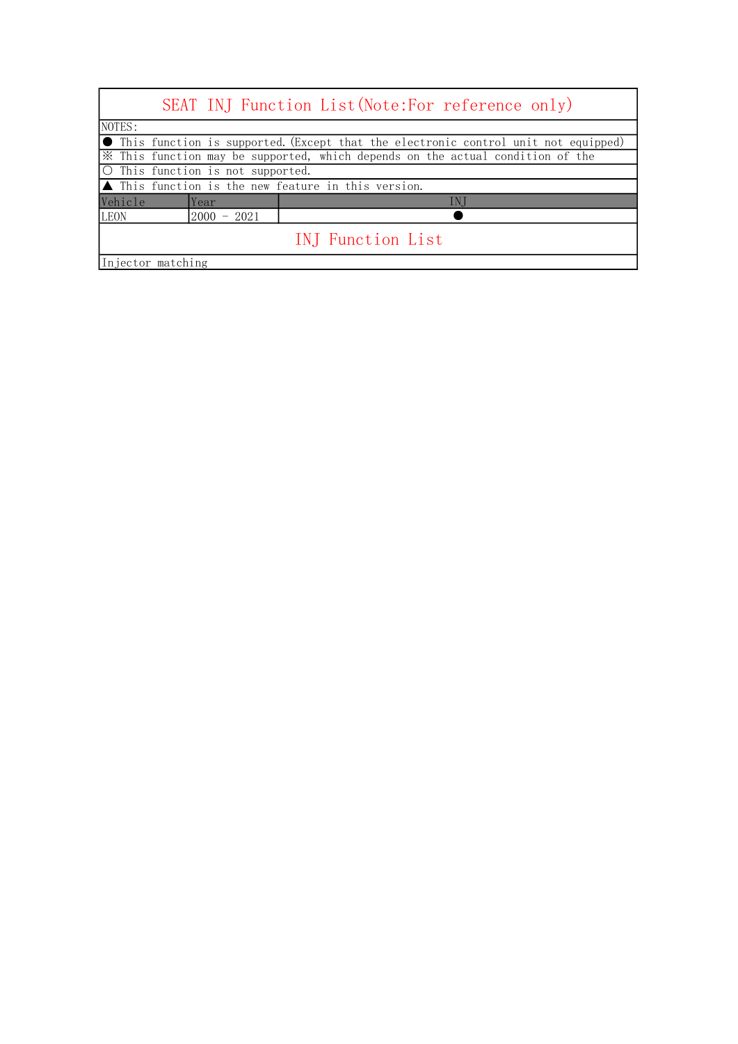# SEAT INJ Function List(Note:For reference only)

NOTES:

● This function is supported.(Except that the electronic control unit not equipped)

※ This function may be supported, which depends on the actual condition of the

○ This function is not supported.

▲ This function is the new feature in this version.

| Vehicle | Year | INJ |
|---|---|---|
| LEON | 2000 - 2021 | ● |

## INJ Function List

Injector matching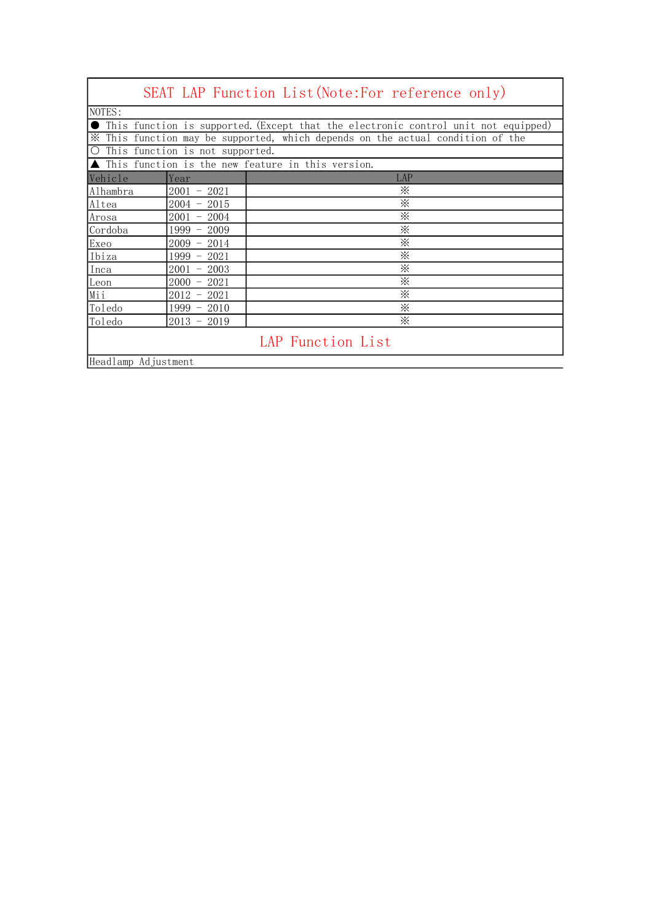# SEAT LAP Function List(Note:For reference only)

NOTES:

● This function is supported.(Except that the electronic control unit not equipped)

※ This function may be supported, which depends on the actual condition of the

○ This function is not supported.

▲ This function is the new feature in this version.

| Vehicle | Year | LAP |
|---|---|---|
| Alhambra | 2001 - 2021 | ※ |
| Altea | 2004 - 2015 | ※ |
| Arosa | 2001 - 2004 | ※ |
| Cordoba | 1999 - 2009 | ※ |
| Exeo | 2009 - 2014 | ※ |
| Ibiza | 1999 - 2021 | ※ |
| Inca | 2001 - 2003 | ※ |
| Leon | 2000 - 2021 | ※ |
| Mii | 2012 - 2021 | ※ |
| Toledo | 1999 - 2010 | ※ |
| Toledo | 2013 - 2019 | ※ |

## LAP Function List

Headlamp Adjustment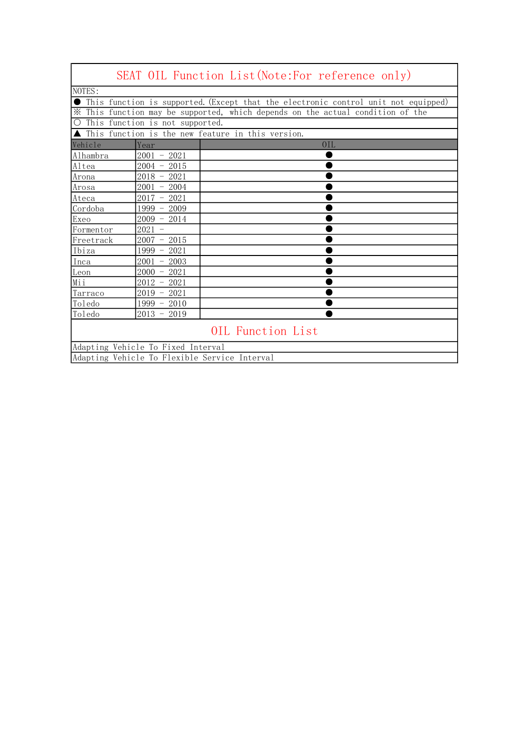# SEAT OIL Function List(Note:For reference only)

NOTES:

● This function is supported.(Except that the electronic control unit not equipped)

※ This function may be supported, which depends on the actual condition of the

○ This function is not supported.

▲ This function is the new feature in this version.

| Vehicle | Year | OIL |
|---|---|---|
| Alhambra | 2001 - 2021 | ● |
| Altea | 2004 - 2015 | ● |
| Arona | 2018 - 2021 | ● |
| Arosa | 2001 - 2004 | ● |
| Ateca | 2017 - 2021 | ● |
| Cordoba | 1999 - 2009 | ● |
| Exeo | 2009 - 2014 | ● |
| Formentor | 2021 - | ● |
| Freetrack | 2007 - 2015 | ● |
| Ibiza | 1999 - 2021 | ● |
| Inca | 2001 - 2003 | ● |
| Leon | 2000 - 2021 | ● |
| Mii | 2012 - 2021 | ● |
| Tarraco | 2019 - 2021 | ● |
| Toledo | 1999 - 2010 | ● |
| Toledo | 2013 - 2019 | ● |

## OIL Function List

Adapting Vehicle To Fixed Interval

Adapting Vehicle To Flexible Service Interval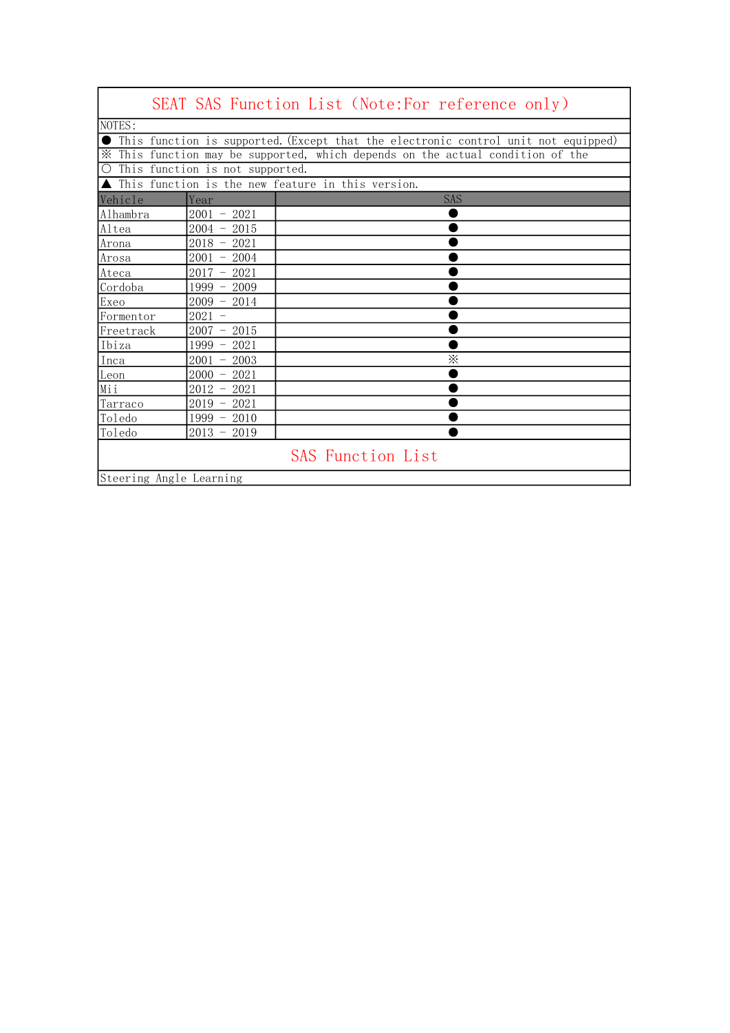# SEAT SAS Function List（Note:For reference only）

NOTES:

● This function is supported.(Except that the electronic control unit not equipped)

※ This function may be supported, which depends on the actual condition of the

○ This function is not supported.

▲ This function is the new feature in this version.

| Vehicle | Year | SAS |
|---|---|---|
| Alhambra | 2001 - 2021 | ● |
| Altea | 2004 - 2015 | ● |
| Arona | 2018 - 2021 | ● |
| Arosa | 2001 - 2004 | ● |
| Ateca | 2017 - 2021 | ● |
| Cordoba | 1999 - 2009 | ● |
| Exeo | 2009 - 2014 | ● |
| Formentor | 2021 - | ● |
| Freetrack | 2007 - 2015 | ● |
| Ibiza | 1999 - 2021 | ● |
| Inca | 2001 - 2003 | ※ |
| Leon | 2000 - 2021 | ● |
| Mii | 2012 - 2021 | ● |
| Tarraco | 2019 - 2021 | ● |
| Toledo | 1999 - 2010 | ● |
| Toledo | 2013 - 2019 | ● |

## SAS Function List

Steering Angle Learning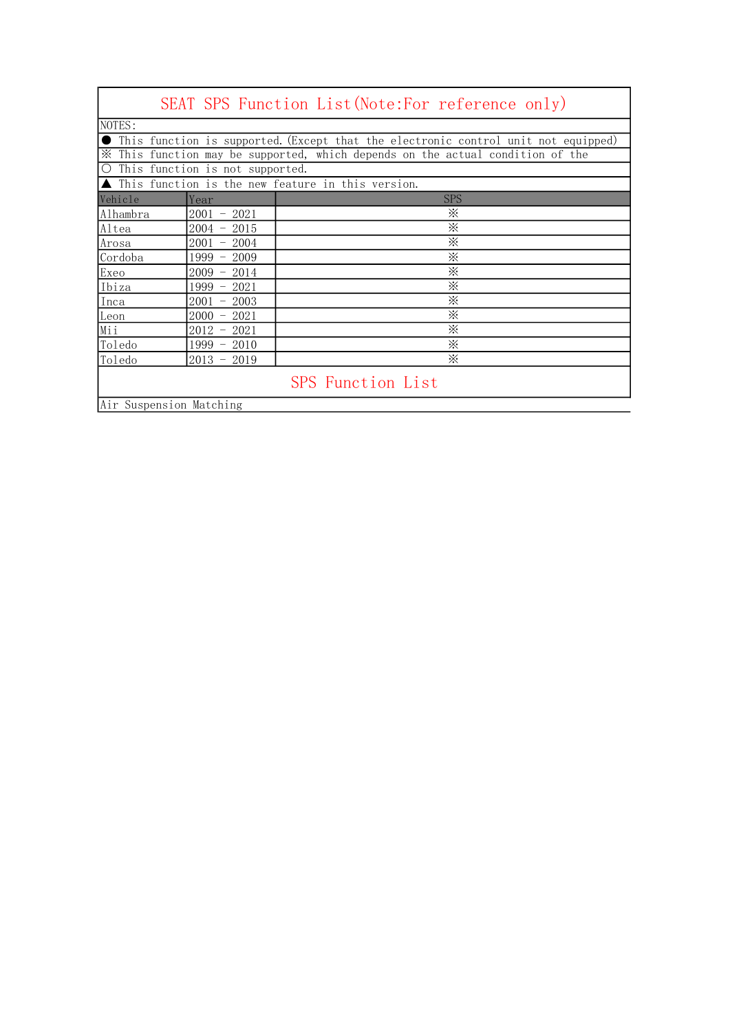# SEAT SPS Function List(Note:For reference only)

NOTES:

● This function is supported.(Except that the electronic control unit not equipped)

※ This function may be supported, which depends on the actual condition of the

○ This function is not supported.

▲ This function is the new feature in this version.

| Vehicle | Year | SPS |
|---|---|---|
| Alhambra | 2001 - 2021 | ※ |
| Altea | 2004 - 2015 | ※ |
| Arosa | 2001 - 2004 | ※ |
| Cordoba | 1999 - 2009 | ※ |
| Exeo | 2009 - 2014 | ※ |
| Ibiza | 1999 - 2021 | ※ |
| Inca | 2001 - 2003 | ※ |
| Leon | 2000 - 2021 | ※ |
| Mii | 2012 - 2021 | ※ |
| Toledo | 1999 - 2010 | ※ |
| Toledo | 2013 - 2019 | ※ |

## SPS Function List

Air Suspension Matching